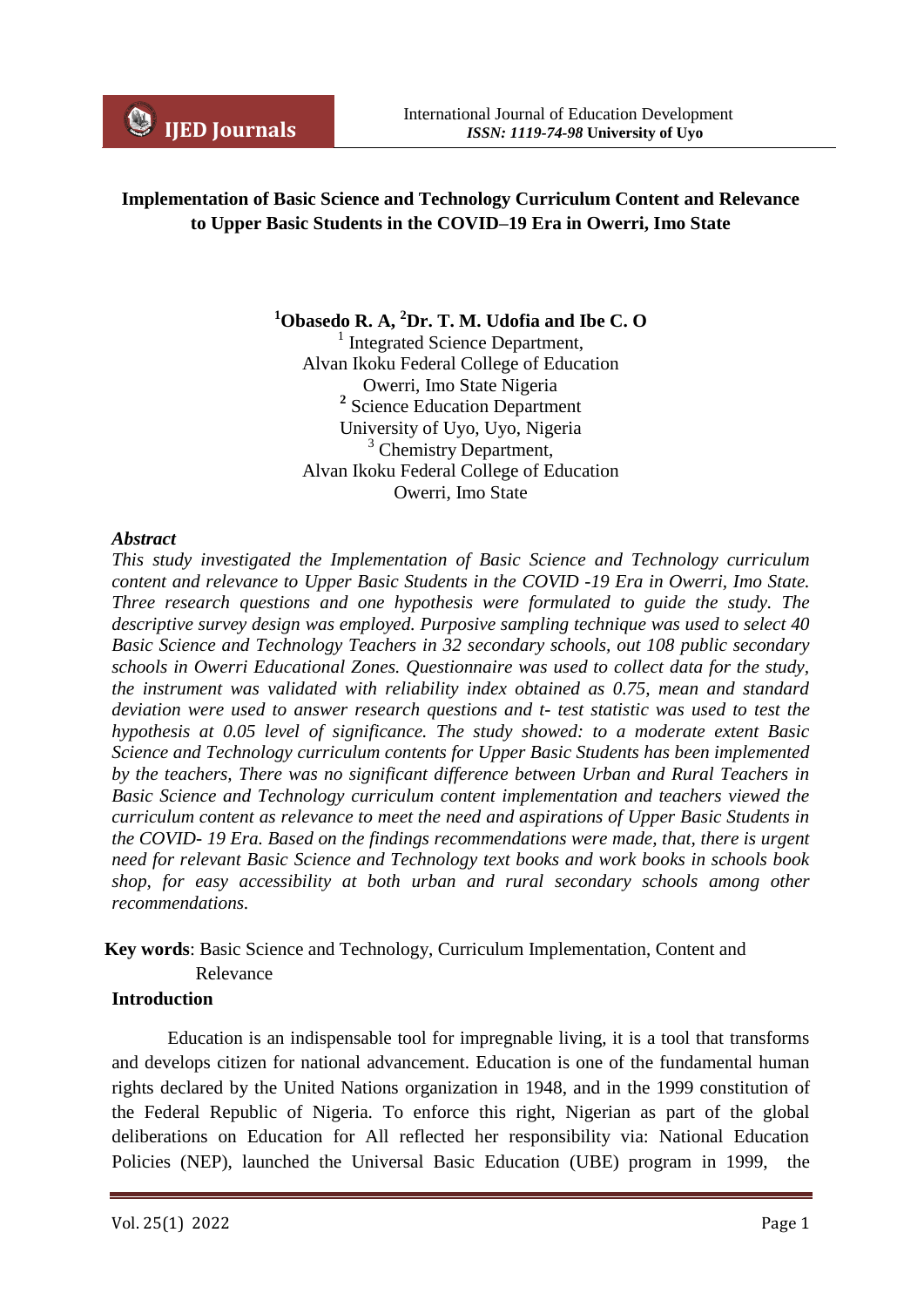# Implementation of Basic Science and Technology Curriculum Content and Relevance to Upper Basic Students in the COVID–19 Era in Owerri, Imo State

**[1]Obasedo R. A, [2]Dr. T. M. Udofia and Ibe C. O**

[1] Integrated Science Department,
Alvan Ikoku Federal College of Education
Owerri, Imo State Nigeria

[2] Science Education Department
University of Uyo, Uyo, Nigeria

[3] Chemistry Department,
Alvan Ikoku Federal College of Education
Owerri, Imo State

## *Abstract*

*This study investigated the Implementation of Basic Science and Technology curriculum content and relevance to Upper Basic Students in the COVID -19 Era in Owerri, Imo State. Three research questions and one hypothesis were formulated to guide the study. The descriptive survey design was employed. Purposive sampling technique was used to select 40 Basic Science and Technology Teachers in 32 secondary schools, out 108 public secondary schools in Owerri Educational Zones. Questionnaire was used to collect data for the study, the instrument was validated with reliability index obtained as 0.75, mean and standard deviation were used to answer research questions and t- test statistic was used to test the hypothesis at 0.05 level of significance. The study showed: to a moderate extent Basic Science and Technology curriculum contents for Upper Basic Students has been implemented by the teachers, There was no significant difference between Urban and Rural Teachers in Basic Science and Technology curriculum content implementation and teachers viewed the curriculum content as relevance to meet the need and aspirations of Upper Basic Students in the COVID- 19 Era. Based on the findings recommendations were made, that, there is urgent need for relevant Basic Science and Technology text books and work books in schools book shop, for easy accessibility at both urban and rural secondary schools among other recommendations.*

**Key words**: Basic Science and Technology, Curriculum Implementation, Content and Relevance

## Introduction

Education is an indispensable tool for impregnable living, it is a tool that transforms and develops citizen for national advancement. Education is one of the fundamental human rights declared by the United Nations organization in 1948, and in the 1999 constitution of the Federal Republic of Nigeria. To enforce this right, Nigerian as part of the global deliberations on Education for All reflected her responsibility via: National Education Policies (NEP), launched the Universal Basic Education (UBE) program in 1999, the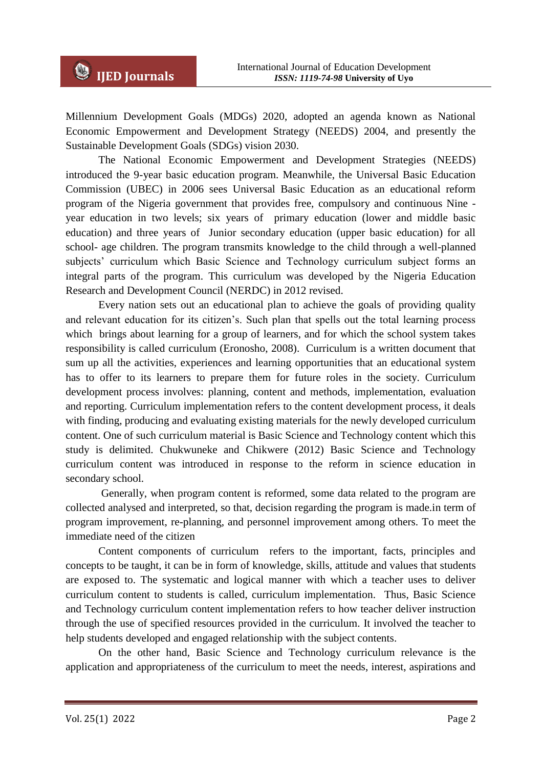Millennium Development Goals (MDGs) 2020, adopted an agenda known as National Economic Empowerment and Development Strategy (NEEDS) 2004, and presently the Sustainable Development Goals (SDGs) vision 2030.

The National Economic Empowerment and Development Strategies (NEEDS) introduced the 9-year basic education program. Meanwhile, the Universal Basic Education Commission (UBEC) in 2006 sees Universal Basic Education as an educational reform program of the Nigeria government that provides free, compulsory and continuous Nine - year education in two levels; six years of primary education (lower and middle basic education) and three years of Junior secondary education (upper basic education) for all school- age children. The program transmits knowledge to the child through a well-planned subjects' curriculum which Basic Science and Technology curriculum subject forms an integral parts of the program. This curriculum was developed by the Nigeria Education Research and Development Council (NERDC) in 2012 revised.

Every nation sets out an educational plan to achieve the goals of providing quality and relevant education for its citizen's. Such plan that spells out the total learning process which brings about learning for a group of learners, and for which the school system takes responsibility is called curriculum (Eronosho, 2008). Curriculum is a written document that sum up all the activities, experiences and learning opportunities that an educational system has to offer to its learners to prepare them for future roles in the society. Curriculum development process involves: planning, content and methods, implementation, evaluation and reporting. Curriculum implementation refers to the content development process, it deals with finding, producing and evaluating existing materials for the newly developed curriculum content. One of such curriculum material is Basic Science and Technology content which this study is delimited. Chukwuneke and Chikwere (2012) Basic Science and Technology curriculum content was introduced in response to the reform in science education in secondary school.

Generally, when program content is reformed, some data related to the program are collected analysed and interpreted, so that, decision regarding the program is made.in term of program improvement, re-planning, and personnel improvement among others. To meet the immediate need of the citizen

Content components of curriculum refers to the important, facts, principles and concepts to be taught, it can be in form of knowledge, skills, attitude and values that students are exposed to. The systematic and logical manner with which a teacher uses to deliver curriculum content to students is called, curriculum implementation. Thus, Basic Science and Technology curriculum content implementation refers to how teacher deliver instruction through the use of specified resources provided in the curriculum. It involved the teacher to help students developed and engaged relationship with the subject contents.

On the other hand, Basic Science and Technology curriculum relevance is the application and appropriateness of the curriculum to meet the needs, interest, aspirations and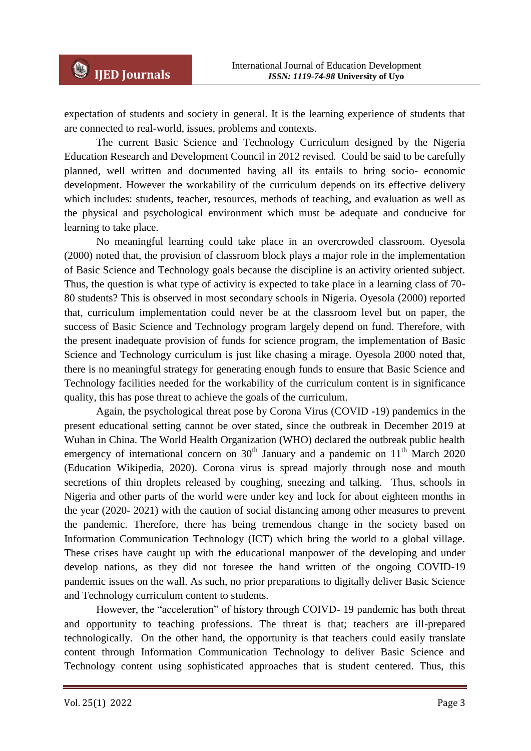expectation of students and society in general. It is the learning experience of students that are connected to real-world, issues, problems and contexts.

The current Basic Science and Technology Curriculum designed by the Nigeria Education Research and Development Council in 2012 revised. Could be said to be carefully planned, well written and documented having all its entails to bring socio- economic development. However the workability of the curriculum depends on its effective delivery which includes: students, teacher, resources, methods of teaching, and evaluation as well as the physical and psychological environment which must be adequate and conducive for learning to take place.

No meaningful learning could take place in an overcrowded classroom. Oyesola (2000) noted that, the provision of classroom block plays a major role in the implementation of Basic Science and Technology goals because the discipline is an activity oriented subject. Thus, the question is what type of activity is expected to take place in a learning class of 70-80 students? This is observed in most secondary schools in Nigeria. Oyesola (2000) reported that, curriculum implementation could never be at the classroom level but on paper, the success of Basic Science and Technology program largely depend on fund. Therefore, with the present inadequate provision of funds for science program, the implementation of Basic Science and Technology curriculum is just like chasing a mirage. Oyesola 2000 noted that, there is no meaningful strategy for generating enough funds to ensure that Basic Science and Technology facilities needed for the workability of the curriculum content is in significance quality, this has pose threat to achieve the goals of the curriculum.

Again, the psychological threat pose by Corona Virus (COVID -19) pandemics in the present educational setting cannot be over stated, since the outbreak in December 2019 at Wuhan in China. The World Health Organization (WHO) declared the outbreak public health emergency of international concern on 30th January and a pandemic on 11th March 2020 (Education Wikipedia, 2020). Corona virus is spread majorly through nose and mouth secretions of thin droplets released by coughing, sneezing and talking. Thus, schools in Nigeria and other parts of the world were under key and lock for about eighteen months in the year (2020- 2021) with the caution of social distancing among other measures to prevent the pandemic. Therefore, there has being tremendous change in the society based on Information Communication Technology (ICT) which bring the world to a global village. These crises have caught up with the educational manpower of the developing and under develop nations, as they did not foresee the hand written of the ongoing COVID-19 pandemic issues on the wall. As such, no prior preparations to digitally deliver Basic Science and Technology curriculum content to students.

However, the "acceleration" of history through COIVD- 19 pandemic has both threat and opportunity to teaching professions. The threat is that; teachers are ill-prepared technologically. On the other hand, the opportunity is that teachers could easily translate content through Information Communication Technology to deliver Basic Science and Technology content using sophisticated approaches that is student centered. Thus, this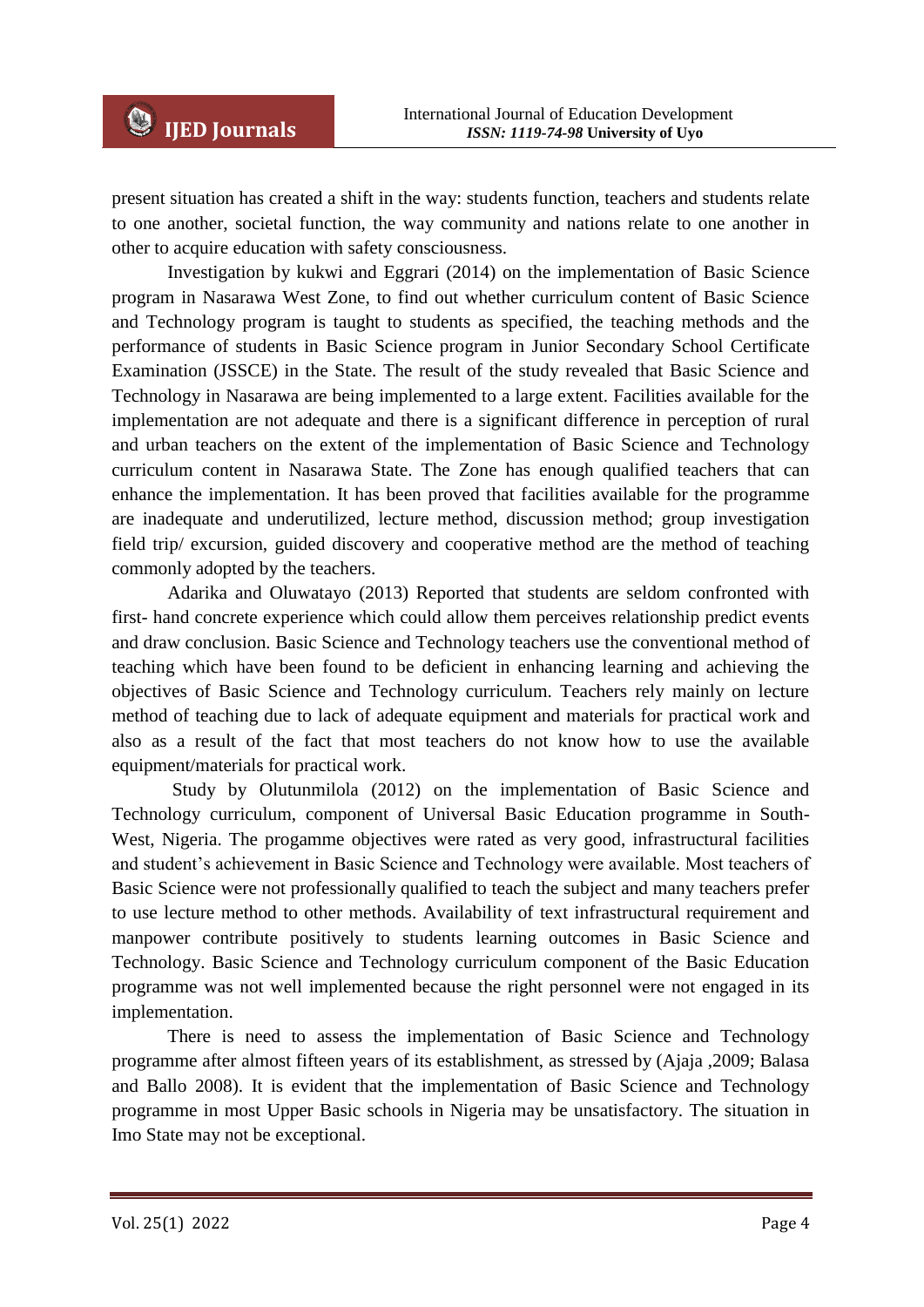present situation has created a shift in the way: students function, teachers and students relate to one another, societal function, the way community and nations relate to one another in other to acquire education with safety consciousness.

Investigation by kukwi and Eggrari (2014) on the implementation of Basic Science program in Nasarawa West Zone, to find out whether curriculum content of Basic Science and Technology program is taught to students as specified, the teaching methods and the performance of students in Basic Science program in Junior Secondary School Certificate Examination (JSSCE) in the State. The result of the study revealed that Basic Science and Technology in Nasarawa are being implemented to a large extent. Facilities available for the implementation are not adequate and there is a significant difference in perception of rural and urban teachers on the extent of the implementation of Basic Science and Technology curriculum content in Nasarawa State. The Zone has enough qualified teachers that can enhance the implementation. It has been proved that facilities available for the programme are inadequate and underutilized, lecture method, discussion method; group investigation field trip/ excursion, guided discovery and cooperative method are the method of teaching commonly adopted by the teachers.

Adarika and Oluwatayo (2013) Reported that students are seldom confronted with first- hand concrete experience which could allow them perceives relationship predict events and draw conclusion. Basic Science and Technology teachers use the conventional method of teaching which have been found to be deficient in enhancing learning and achieving the objectives of Basic Science and Technology curriculum. Teachers rely mainly on lecture method of teaching due to lack of adequate equipment and materials for practical work and also as a result of the fact that most teachers do not know how to use the available equipment/materials for practical work.

Study by Olutunmilola (2012) on the implementation of Basic Science and Technology curriculum, component of Universal Basic Education programme in South-West, Nigeria. The progamme objectives were rated as very good, infrastructural facilities and student's achievement in Basic Science and Technology were available. Most teachers of Basic Science were not professionally qualified to teach the subject and many teachers prefer to use lecture method to other methods. Availability of text infrastructural requirement and manpower contribute positively to students learning outcomes in Basic Science and Technology. Basic Science and Technology curriculum component of the Basic Education programme was not well implemented because the right personnel were not engaged in its implementation.

There is need to assess the implementation of Basic Science and Technology programme after almost fifteen years of its establishment, as stressed by (Ajaja ,2009; Balasa and Ballo 2008). It is evident that the implementation of Basic Science and Technology programme in most Upper Basic schools in Nigeria may be unsatisfactory. The situation in Imo State may not be exceptional.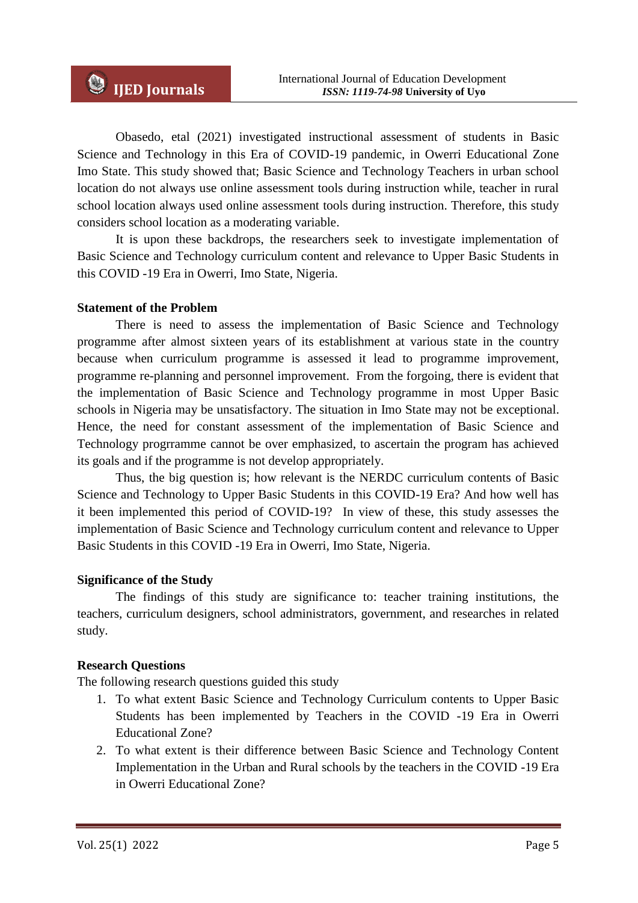Obasedo, etal (2021) investigated instructional assessment of students in Basic Science and Technology in this Era of COVID-19 pandemic, in Owerri Educational Zone Imo State. This study showed that; Basic Science and Technology Teachers in urban school location do not always use online assessment tools during instruction while, teacher in rural school location always used online assessment tools during instruction. Therefore, this study considers school location as a moderating variable.

It is upon these backdrops, the researchers seek to investigate implementation of Basic Science and Technology curriculum content and relevance to Upper Basic Students in this COVID -19 Era in Owerri, Imo State, Nigeria.

**Statement of the Problem**

There is need to assess the implementation of Basic Science and Technology programme after almost sixteen years of its establishment at various state in the country because when curriculum programme is assessed it lead to programme improvement, programme re-planning and personnel improvement. From the forgoing, there is evident that the implementation of Basic Science and Technology programme in most Upper Basic schools in Nigeria may be unsatisfactory. The situation in Imo State may not be exceptional. Hence, the need for constant assessment of the implementation of Basic Science and Technology progrramme cannot be over emphasized, to ascertain the program has achieved its goals and if the programme is not develop appropriately.

Thus, the big question is; how relevant is the NERDC curriculum contents of Basic Science and Technology to Upper Basic Students in this COVID-19 Era? And how well has it been implemented this period of COVID-19? In view of these, this study assesses the implementation of Basic Science and Technology curriculum content and relevance to Upper Basic Students in this COVID -19 Era in Owerri, Imo State, Nigeria.

**Significance of the Study**

The findings of this study are significance to: teacher training institutions, the teachers, curriculum designers, school administrators, government, and researches in related study.

**Research Questions**

The following research questions guided this study

1. To what extent Basic Science and Technology Curriculum contents to Upper Basic Students has been implemented by Teachers in the COVID -19 Era in Owerri Educational Zone?
2. To what extent is their difference between Basic Science and Technology Content Implementation in the Urban and Rural schools by the teachers in the COVID -19 Era in Owerri Educational Zone?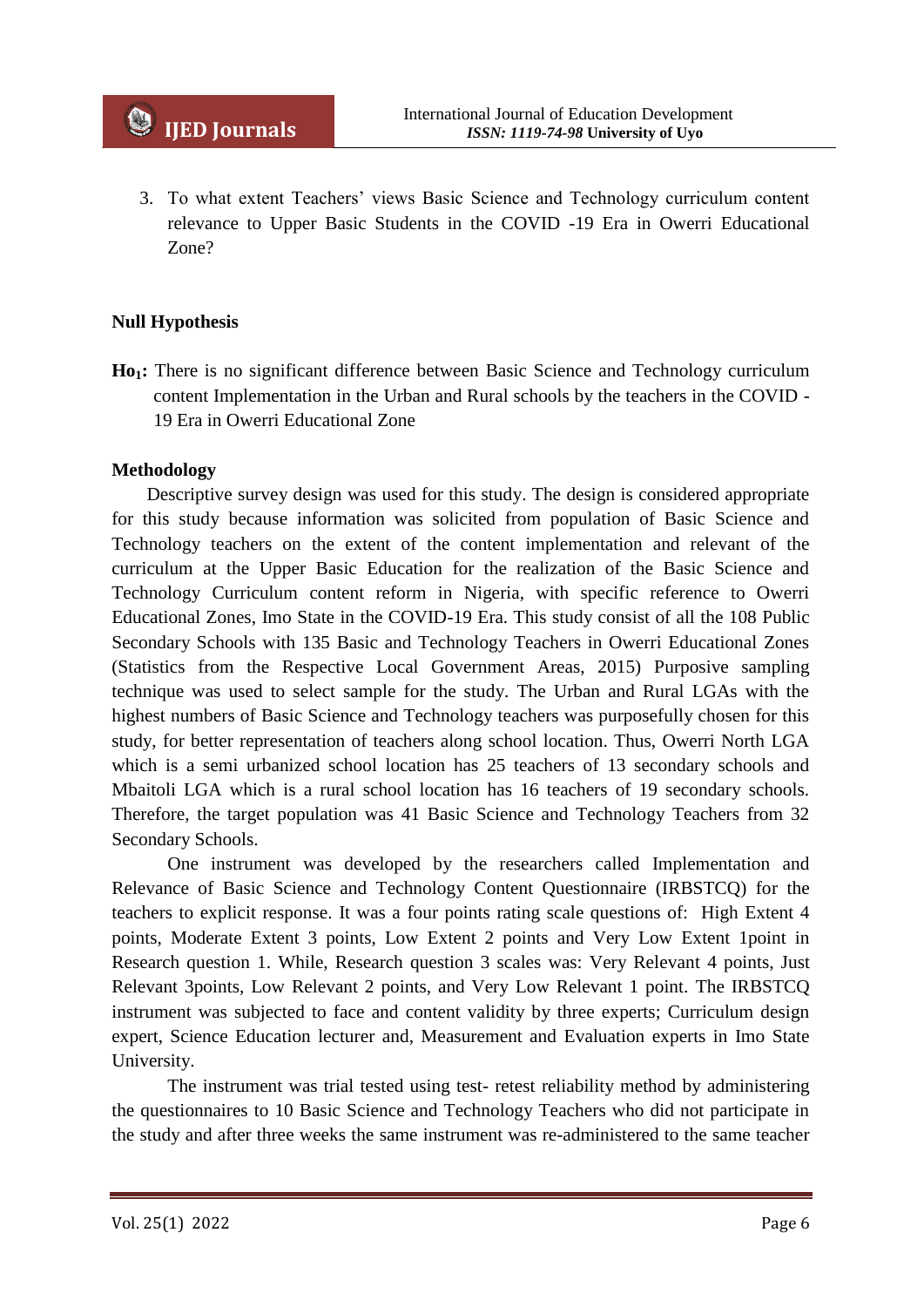3. To what extent Teachers' views Basic Science and Technology curriculum content relevance to Upper Basic Students in the COVID -19 Era in Owerri Educational Zone?

**Null Hypothesis**

**$Ho_1$:** There is no significant difference between Basic Science and Technology curriculum content Implementation in the Urban and Rural schools by the teachers in the COVID -19 Era in Owerri Educational Zone

**Methodology**

Descriptive survey design was used for this study. The design is considered appropriate for this study because information was solicited from population of Basic Science and Technology teachers on the extent of the content implementation and relevant of the curriculum at the Upper Basic Education for the realization of the Basic Science and Technology Curriculum content reform in Nigeria, with specific reference to Owerri Educational Zones, Imo State in the COVID-19 Era. This study consist of all the 108 Public Secondary Schools with 135 Basic and Technology Teachers in Owerri Educational Zones (Statistics from the Respective Local Government Areas, 2015) Purposive sampling technique was used to select sample for the study. The Urban and Rural LGAs with the highest numbers of Basic Science and Technology teachers was purposefully chosen for this study, for better representation of teachers along school location. Thus, Owerri North LGA which is a semi urbanized school location has 25 teachers of 13 secondary schools and Mbaitoli LGA which is a rural school location has 16 teachers of 19 secondary schools. Therefore, the target population was 41 Basic Science and Technology Teachers from 32 Secondary Schools.

One instrument was developed by the researchers called Implementation and Relevance of Basic Science and Technology Content Questionnaire (IRBSTCQ) for the teachers to explicit response. It was a four points rating scale questions of: High Extent 4 points, Moderate Extent 3 points, Low Extent 2 points and Very Low Extent 1point in Research question 1. While, Research question 3 scales was: Very Relevant 4 points, Just Relevant 3points, Low Relevant 2 points, and Very Low Relevant 1 point. The IRBSTCQ instrument was subjected to face and content validity by three experts; Curriculum design expert, Science Education lecturer and, Measurement and Evaluation experts in Imo State University.

The instrument was trial tested using test- retest reliability method by administering the questionnaires to 10 Basic Science and Technology Teachers who did not participate in the study and after three weeks the same instrument was re-administered to the same teacher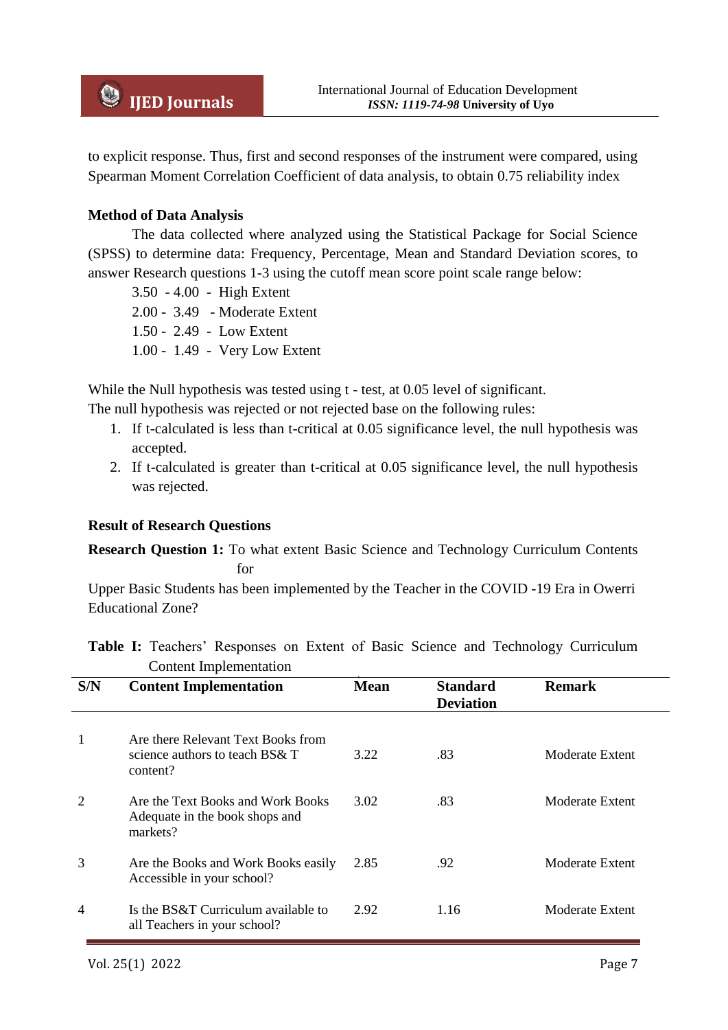to explicit response. Thus, first and second responses of the instrument were compared, using Spearman Moment Correlation Coefficient of data analysis, to obtain 0.75 reliability index

**Method of Data Analysis**

The data collected where analyzed using the Statistical Package for Social Science (SPSS) to determine data: Frequency, Percentage, Mean and Standard Deviation scores, to answer Research questions 1-3 using the cutoff mean score point scale range below:

3.50 - 4.00 - High Extent
2.00 - 3.49 - Moderate Extent
1.50 - 2.49 - Low Extent
1.00 - 1.49 - Very Low Extent

While the Null hypothesis was tested using t - test, at 0.05 level of significant.
The null hypothesis was rejected or not rejected base on the following rules:

1. If t-calculated is less than t-critical at 0.05 significance level, the null hypothesis was accepted.
2. If t-calculated is greater than t-critical at 0.05 significance level, the null hypothesis was rejected.

**Result of Research Questions**

**Research Question 1:** To what extent Basic Science and Technology Curriculum Contents for Upper Basic Students has been implemented by the Teacher in the COVID -19 Era in Owerri Educational Zone?

**Table I:** Teachers' Responses on Extent of Basic Science and Technology Curriculum Content Implementation

| S/N | Content Implementation | Mean | Standard Deviation | Remark |
|---|---|---|---|---|
| 1 | Are there Relevant Text Books from science authors to teach BS& T content? | 3.22 | .83 | Moderate Extent |
| 2 | Are the Text Books and Work Books Adequate in the book shops and markets? | 3.02 | .83 | Moderate Extent |
| 3 | Are the Books and Work Books easily Accessible in your school? | 2.85 | .92 | Moderate Extent |
| 4 | Is the BS&T Curriculum available to all Teachers in your school? | 2.92 | 1.16 | Moderate Extent |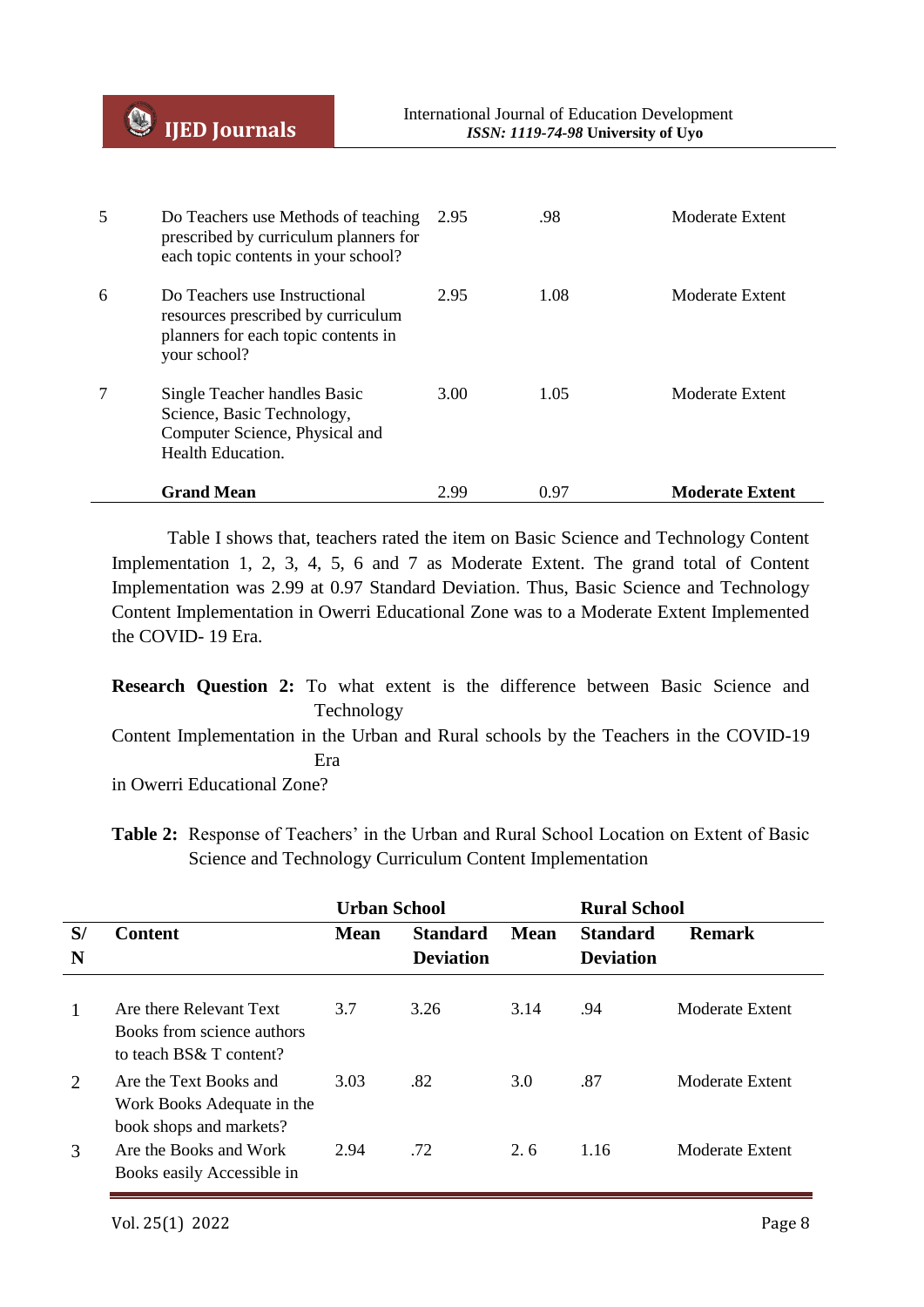| | | | | |
|---|---|---|---|---|
| 5 | Do Teachers use Methods of teaching prescribed by curriculum planners for each topic contents in your school? | 2.95 | .98 | Moderate Extent |
| 6 | Do Teachers use Instructional resources prescribed by curriculum planners for each topic contents in your school? | 2.95 | 1.08 | Moderate Extent |
| 7 | Single Teacher handles Basic Science, Basic Technology, Computer Science, Physical and Health Education. | 3.00 | 1.05 | Moderate Extent |
| | **Grand Mean** | 2.99 | 0.97 | **Moderate Extent** |

Table I shows that, teachers rated the item on Basic Science and Technology Content Implementation 1, 2, 3, 4, 5, 6 and 7 as Moderate Extent. The grand total of Content Implementation was 2.99 at 0.97 Standard Deviation. Thus, Basic Science and Technology Content Implementation in Owerri Educational Zone was to a Moderate Extent Implemented the COVID- 19 Era.

**Research Question 2:** To what extent is the difference between Basic Science and Technology Content Implementation in the Urban and Rural schools by the Teachers in the COVID-19 Era in Owerri Educational Zone?

**Table 2:** Response of Teachers' in the Urban and Rural School Location on Extent of Basic Science and Technology Curriculum Content Implementation

| | | Urban School | | Rural School | | |
|---|---|---|---|---|---|---|
| **S/N** | **Content** | **Mean** | **Standard Deviation** | **Mean** | **Standard Deviation** | **Remark** |
| 1 | Are there Relevant Text Books from science authors to teach BS& T content? | 3.7 | 3.26 | 3.14 | .94 | Moderate Extent |
| 2 | Are the Text Books and Work Books Adequate in the book shops and markets? | 3.03 | .82 | 3.0 | .87 | Moderate Extent |
| 3 | Are the Books and Work Books easily Accessible in | 2.94 | .72 | 2. 6 | 1.16 | Moderate Extent |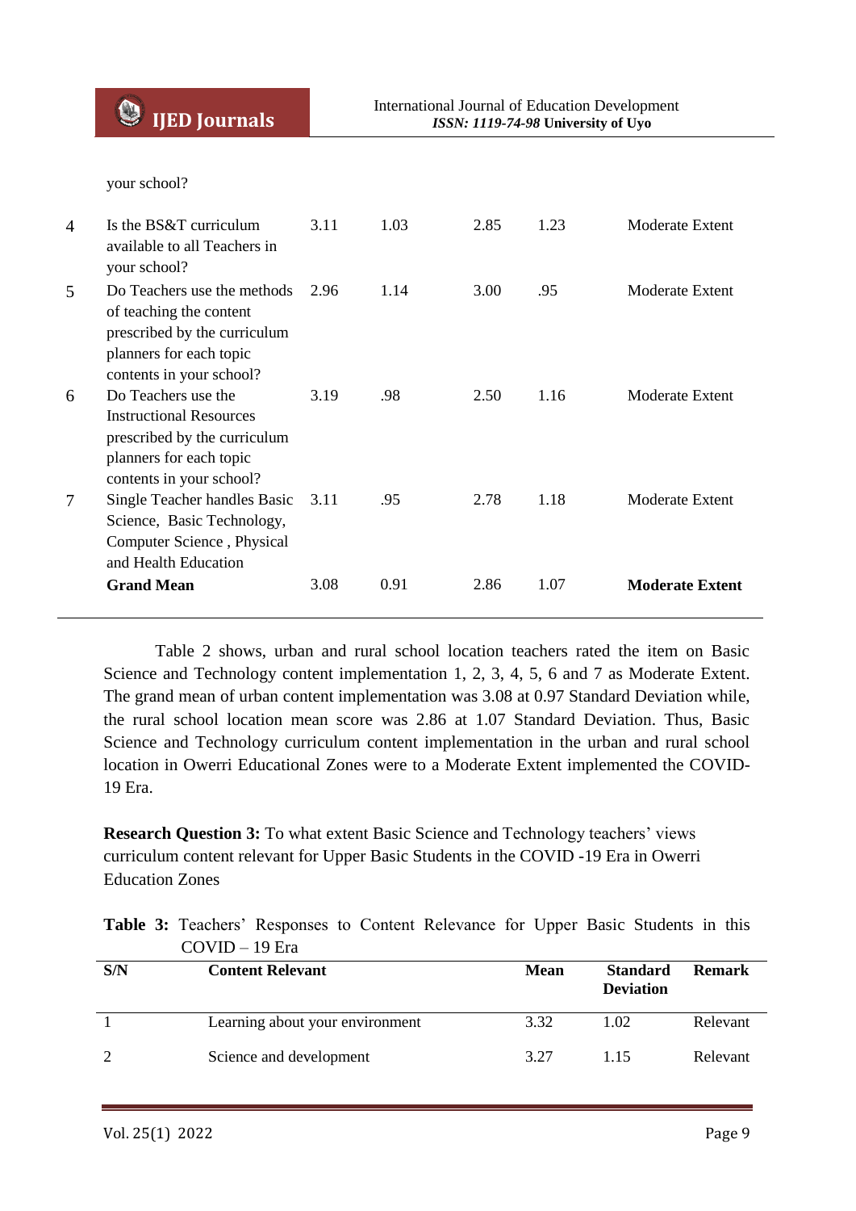| | your school? | | | | | |
|---|---|---|---|---|---|---|
| 4 | Is the BS&T curriculum available to all Teachers in your school? | 3.11 | 1.03 | 2.85 | 1.23 | Moderate Extent |
| 5 | Do Teachers use the methods of teaching the content prescribed by the curriculum planners for each topic contents in your school? | 2.96 | 1.14 | 3.00 | .95 | Moderate Extent |
| 6 | Do Teachers use the Instructional Resources prescribed by the curriculum planners for each topic contents in your school? | 3.19 | .98 | 2.50 | 1.16 | Moderate Extent |
| 7 | Single Teacher handles Basic Science, Basic Technology, Computer Science , Physical and Health Education | 3.11 | .95 | 2.78 | 1.18 | Moderate Extent |
| | **Grand Mean** | 3.08 | 0.91 | 2.86 | 1.07 | **Moderate Extent** |

Table 2 shows, urban and rural school location teachers rated the item on Basic Science and Technology content implementation 1, 2, 3, 4, 5, 6 and 7 as Moderate Extent. The grand mean of urban content implementation was 3.08 at 0.97 Standard Deviation while, the rural school location mean score was 2.86 at 1.07 Standard Deviation. Thus, Basic Science and Technology curriculum content implementation in the urban and rural school location in Owerri Educational Zones were to a Moderate Extent implemented the COVID-19 Era.

**Research Question 3:** To what extent Basic Science and Technology teachers' views curriculum content relevant for Upper Basic Students in the COVID -19 Era in Owerri Education Zones

**Table 3:** Teachers' Responses to Content Relevance for Upper Basic Students in this COVID – 19 Era

| S/N | Content Relevant | Mean | Standard Deviation | Remark |
|---|---|---|---|---|
| 1 | Learning about your environment | 3.32 | 1.02 | Relevant |
| 2 | Science and development | 3.27 | 1.15 | Relevant |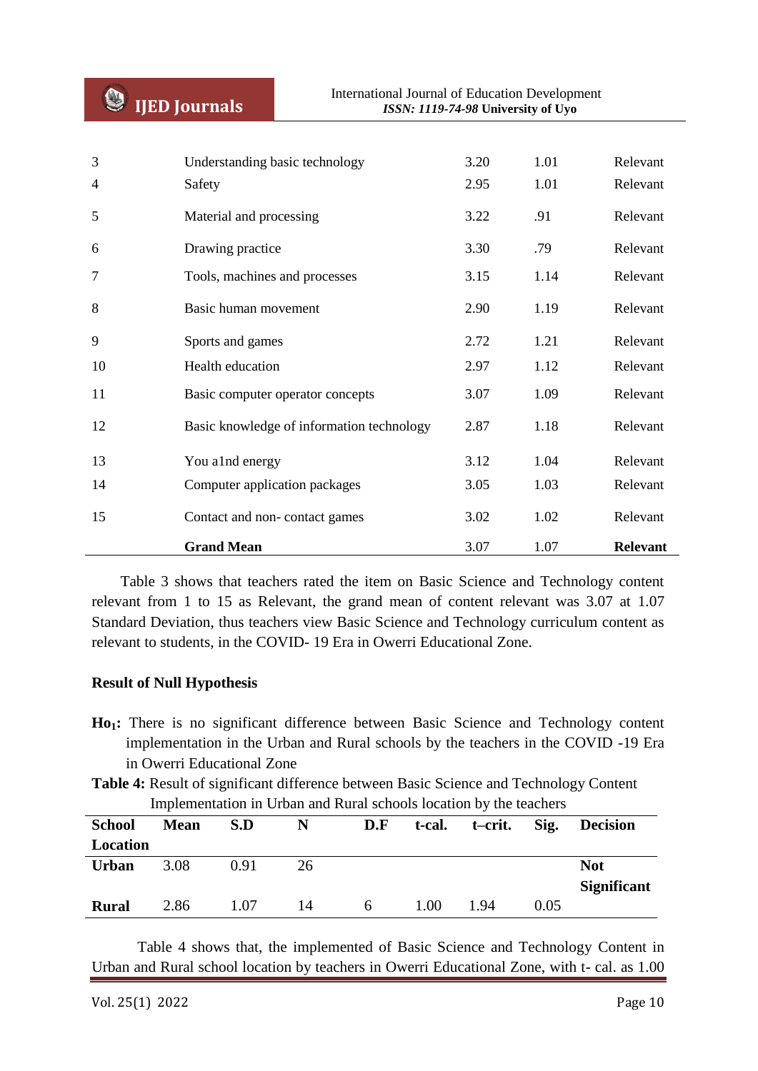| | | | | |
|---|---|---|---|---|
| 3 | Understanding basic technology | 3.20 | 1.01 | Relevant |
| 4 | Safety | 2.95 | 1.01 | Relevant |
| 5 | Material and processing | 3.22 | .91 | Relevant |
| 6 | Drawing practice | 3.30 | .79 | Relevant |
| 7 | Tools, machines and processes | 3.15 | 1.14 | Relevant |
| 8 | Basic human movement | 2.90 | 1.19 | Relevant |
| 9 | Sports and games | 2.72 | 1.21 | Relevant |
| 10 | Health education | 2.97 | 1.12 | Relevant |
| 11 | Basic computer operator concepts | 3.07 | 1.09 | Relevant |
| 12 | Basic knowledge of information technology | 2.87 | 1.18 | Relevant |
| 13 | You a1nd energy | 3.12 | 1.04 | Relevant |
| 14 | Computer application packages | 3.05 | 1.03 | Relevant |
| 15 | Contact and non- contact games | 3.02 | 1.02 | Relevant |
| | **Grand Mean** | 3.07 | 1.07 | **Relevant** |

Table 3 shows that teachers rated the item on Basic Science and Technology content relevant from 1 to 15 as Relevant, the grand mean of content relevant was 3.07 at 1.07 Standard Deviation, thus teachers view Basic Science and Technology curriculum content as relevant to students, in the COVID- 19 Era in Owerri Educational Zone.

**Result of Null Hypothesis**

**$Ho_1$:** There is no significant difference between Basic Science and Technology content implementation in the Urban and Rural schools by the teachers in the COVID -19 Era in Owerri Educational Zone

**Table 4:** Result of significant difference between Basic Science and Technology Content Implementation in Urban and Rural schools location by the teachers

| School Location | Mean | S.D | N | D.F | t-cal. | t–crit. | Sig. | Decision |
|---|---|---|---|---|---|---|---|---|
| **Urban** | 3.08 | 0.91 | 26 | | | | | **Not Significant** |
| **Rural** | 2.86 | 1.07 | 14 | 6 | 1.00 | 1.94 | 0.05 | |

Table 4 shows that, the implemented of Basic Science and Technology Content in Urban and Rural school location by teachers in Owerri Educational Zone, with t- cal. as 1.00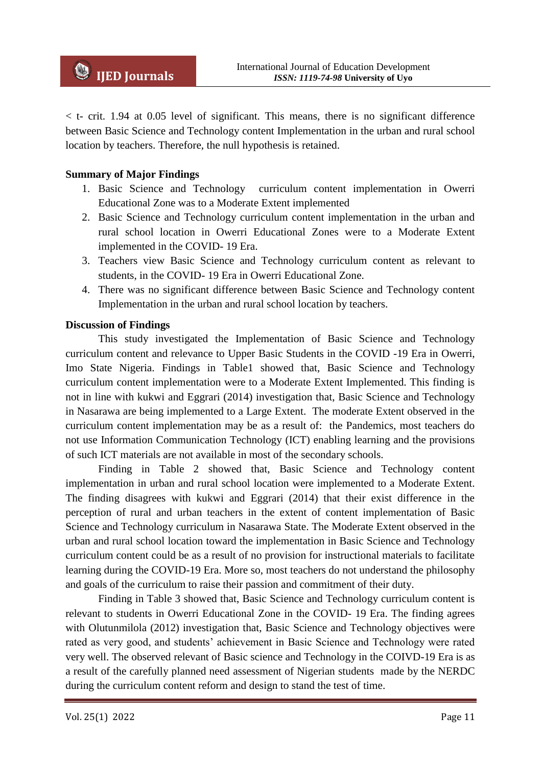< t- crit. 1.94 at 0.05 level of significant. This means, there is no significant difference between Basic Science and Technology content Implementation in the urban and rural school location by teachers. Therefore, the null hypothesis is retained.

**Summary of Major Findings**

1. Basic Science and Technology curriculum content implementation in Owerri Educational Zone was to a Moderate Extent implemented
2. Basic Science and Technology curriculum content implementation in the urban and rural school location in Owerri Educational Zones were to a Moderate Extent implemented in the COVID- 19 Era.
3. Teachers view Basic Science and Technology curriculum content as relevant to students, in the COVID- 19 Era in Owerri Educational Zone.
4. There was no significant difference between Basic Science and Technology content Implementation in the urban and rural school location by teachers.

**Discussion of Findings**

This study investigated the Implementation of Basic Science and Technology curriculum content and relevance to Upper Basic Students in the COVID -19 Era in Owerri, Imo State Nigeria. Findings in Table1 showed that, Basic Science and Technology curriculum content implementation were to a Moderate Extent Implemented. This finding is not in line with kukwi and Eggrari (2014) investigation that, Basic Science and Technology in Nasarawa are being implemented to a Large Extent. The moderate Extent observed in the curriculum content implementation may be as a result of: the Pandemics, most teachers do not use Information Communication Technology (ICT) enabling learning and the provisions of such ICT materials are not available in most of the secondary schools.

Finding in Table 2 showed that, Basic Science and Technology content implementation in urban and rural school location were implemented to a Moderate Extent. The finding disagrees with kukwi and Eggrari (2014) that their exist difference in the perception of rural and urban teachers in the extent of content implementation of Basic Science and Technology curriculum in Nasarawa State. The Moderate Extent observed in the urban and rural school location toward the implementation in Basic Science and Technology curriculum content could be as a result of no provision for instructional materials to facilitate learning during the COVID-19 Era. More so, most teachers do not understand the philosophy and goals of the curriculum to raise their passion and commitment of their duty.

Finding in Table 3 showed that, Basic Science and Technology curriculum content is relevant to students in Owerri Educational Zone in the COVID- 19 Era. The finding agrees with Olutunmilola (2012) investigation that, Basic Science and Technology objectives were rated as very good, and students' achievement in Basic Science and Technology were rated very well. The observed relevant of Basic science and Technology in the COIVD-19 Era is as a result of the carefully planned need assessment of Nigerian students made by the NERDC during the curriculum content reform and design to stand the test of time.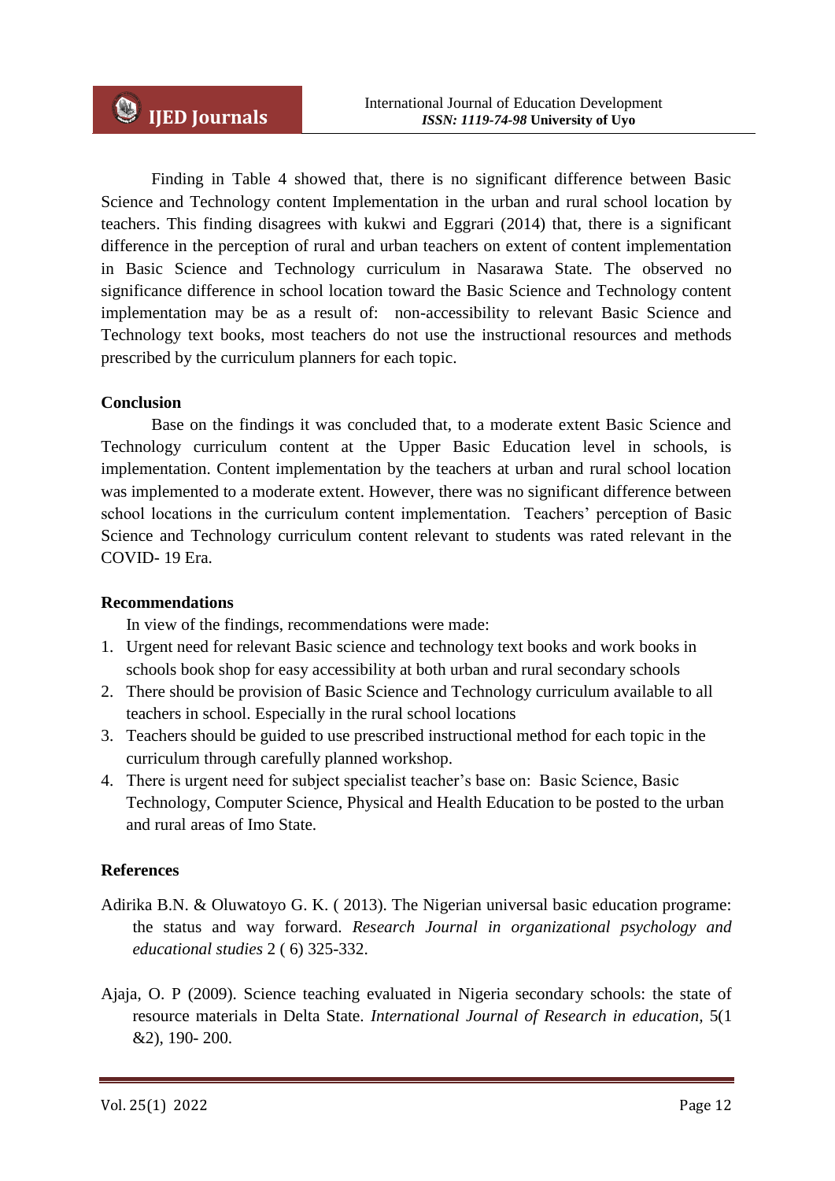Finding in Table 4 showed that, there is no significant difference between Basic Science and Technology content Implementation in the urban and rural school location by teachers. This finding disagrees with kukwi and Eggrari (2014) that, there is a significant difference in the perception of rural and urban teachers on extent of content implementation in Basic Science and Technology curriculum in Nasarawa State. The observed no significance difference in school location toward the Basic Science and Technology content implementation may be as a result of: non-accessibility to relevant Basic Science and Technology text books, most teachers do not use the instructional resources and methods prescribed by the curriculum planners for each topic.

**Conclusion**

Base on the findings it was concluded that, to a moderate extent Basic Science and Technology curriculum content at the Upper Basic Education level in schools, is implementation. Content implementation by the teachers at urban and rural school location was implemented to a moderate extent. However, there was no significant difference between school locations in the curriculum content implementation. Teachers' perception of Basic Science and Technology curriculum content relevant to students was rated relevant in the COVID- 19 Era.

**Recommendations**

In view of the findings, recommendations were made:

1. Urgent need for relevant Basic science and technology text books and work books in schools book shop for easy accessibility at both urban and rural secondary schools
2. There should be provision of Basic Science and Technology curriculum available to all teachers in school. Especially in the rural school locations
3. Teachers should be guided to use prescribed instructional method for each topic in the curriculum through carefully planned workshop.
4. There is urgent need for subject specialist teacher's base on: Basic Science, Basic Technology, Computer Science, Physical and Health Education to be posted to the urban and rural areas of Imo State.

**References**

Adirika B.N. & Oluwatoyo G. K. ( 2013). The Nigerian universal basic education programe: the status and way forward. *Research Journal in organizational psychology and educational studies* 2 ( 6) 325-332.

Ajaja, O. P (2009). Science teaching evaluated in Nigeria secondary schools: the state of resource materials in Delta State. *International Journal of Research in education,* 5(1 &2), 190- 200.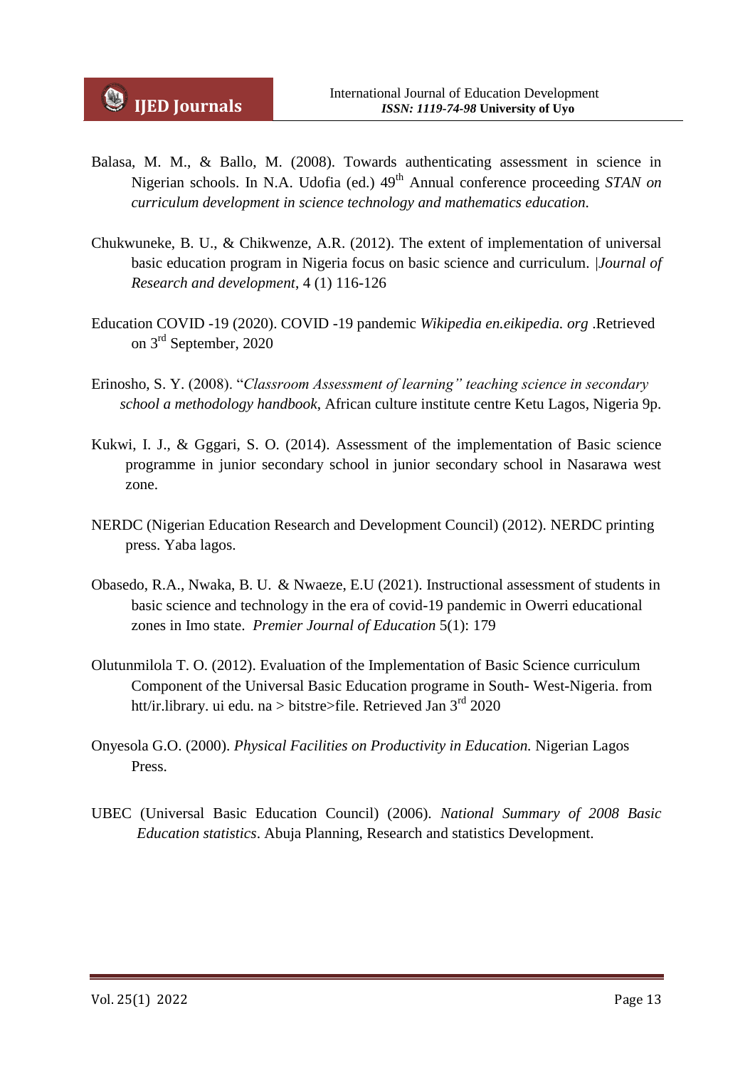Balasa, M. M., & Ballo, M. (2008). Towards authenticating assessment in science in Nigerian schools. In N.A. Udofia (ed.) 49th Annual conference proceeding *STAN on curriculum development in science technology and mathematics education*.

Chukwuneke, B. U., & Chikwenze, A.R. (2012). The extent of implementation of universal basic education program in Nigeria focus on basic science and curriculum. |*Journal of Research and development*, 4 (1) 116-126

Education COVID -19 (2020). COVID -19 pandemic *Wikipedia en.eikipedia. org* .Retrieved on 3rd September, 2020

Erinosho, S. Y. (2008). "*Classroom Assessment of learning" teaching science in secondary school a methodology handbook*, African culture institute centre Ketu Lagos, Nigeria 9p.

Kukwi, I. J., & Gggari, S. O. (2014). Assessment of the implementation of Basic science programme in junior secondary school in junior secondary school in Nasarawa west zone.

NERDC (Nigerian Education Research and Development Council) (2012). NERDC printing press. Yaba lagos.

Obasedo, R.A., Nwaka, B. U. & Nwaeze, E.U (2021). Instructional assessment of students in basic science and technology in the era of covid-19 pandemic in Owerri educational zones in Imo state. *Premier Journal of Education* 5(1): 179

Olutunmilola T. O. (2012). Evaluation of the Implementation of Basic Science curriculum Component of the Universal Basic Education programe in South- West-Nigeria. from htt/ir.library. ui edu. na > bitstre>file. Retrieved Jan 3rd 2020

Onyesola G.O. (2000). *Physical Facilities on Productivity in Education.* Nigerian Lagos Press.

UBEC (Universal Basic Education Council) (2006). *National Summary of 2008 Basic Education statistics*. Abuja Planning, Research and statistics Development.